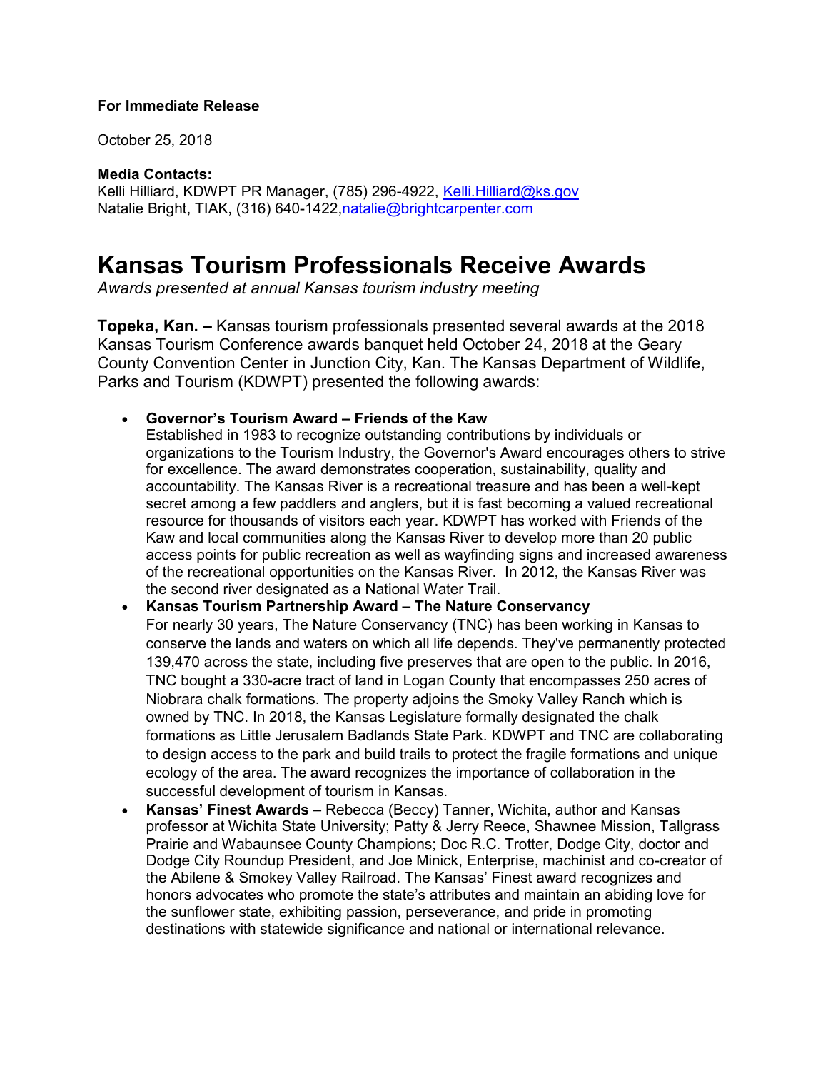**For Immediate Release**

October 25, 2018

**Media Contacts:**
Kelli Hilliard, KDWPT PR Manager, (785) 296-4922, Kelli.Hilliard@ks.gov
Natalie Bright, TIAK, (316) 640-1422,natalie@brightcarpenter.com

# Kansas Tourism Professionals Receive Awards

*Awards presented at annual Kansas tourism industry meeting*

**Topeka, Kan. –** Kansas tourism professionals presented several awards at the 2018 Kansas Tourism Conference awards banquet held October 24, 2018 at the Geary County Convention Center in Junction City, Kan. The Kansas Department of Wildlife, Parks and Tourism (KDWPT) presented the following awards:

- **Governor's Tourism Award – Friends of the Kaw**
  Established in 1983 to recognize outstanding contributions by individuals or organizations to the Tourism Industry, the Governor's Award encourages others to strive for excellence. The award demonstrates cooperation, sustainability, quality and accountability. The Kansas River is a recreational treasure and has been a well-kept secret among a few paddlers and anglers, but it is fast becoming a valued recreational resource for thousands of visitors each year. KDWPT has worked with Friends of the Kaw and local communities along the Kansas River to develop more than 20 public access points for public recreation as well as wayfinding signs and increased awareness of the recreational opportunities on the Kansas River. In 2012, the Kansas River was the second river designated as a National Water Trail.
- **Kansas Tourism Partnership Award – The Nature Conservancy**
  For nearly 30 years, The Nature Conservancy (TNC) has been working in Kansas to conserve the lands and waters on which all life depends. They've permanently protected 139,470 across the state, including five preserves that are open to the public. In 2016, TNC bought a 330-acre tract of land in Logan County that encompasses 250 acres of Niobrara chalk formations. The property adjoins the Smoky Valley Ranch which is owned by TNC. In 2018, the Kansas Legislature formally designated the chalk formations as Little Jerusalem Badlands State Park. KDWPT and TNC are collaborating to design access to the park and build trails to protect the fragile formations and unique ecology of the area. The award recognizes the importance of collaboration in the successful development of tourism in Kansas.
- **Kansas' Finest Awards** – Rebecca (Beccy) Tanner, Wichita, author and Kansas professor at Wichita State University; Patty & Jerry Reece, Shawnee Mission, Tallgrass Prairie and Wabaunsee County Champions; Doc R.C. Trotter, Dodge City, doctor and Dodge City Roundup President, and Joe Minick, Enterprise, machinist and co-creator of the Abilene & Smokey Valley Railroad. The Kansas' Finest award recognizes and honors advocates who promote the state's attributes and maintain an abiding love for the sunflower state, exhibiting passion, perseverance, and pride in promoting destinations with statewide significance and national or international relevance.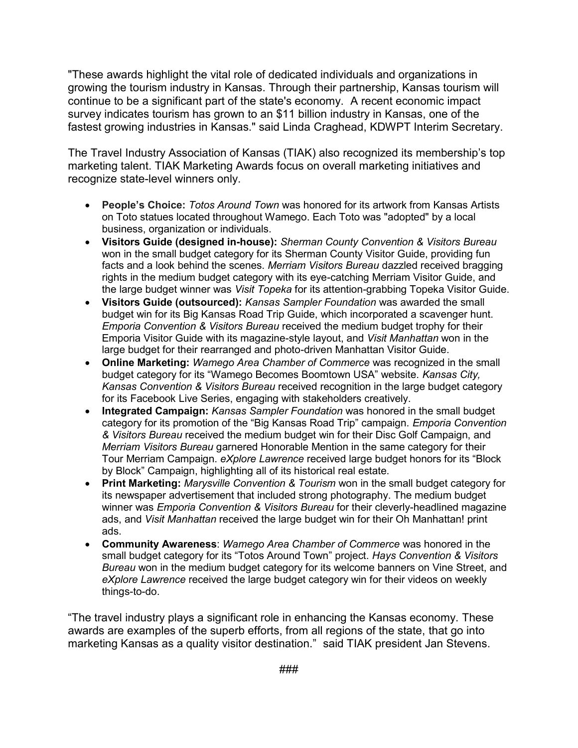"These awards highlight the vital role of dedicated individuals and organizations in growing the tourism industry in Kansas. Through their partnership, Kansas tourism will continue to be a significant part of the state's economy. A recent economic impact survey indicates tourism has grown to an $11 billion industry in Kansas, one of the fastest growing industries in Kansas." said Linda Craghead, KDWPT Interim Secretary.

The Travel Industry Association of Kansas (TIAK) also recognized its membership's top marketing talent. TIAK Marketing Awards focus on overall marketing initiatives and recognize state-level winners only.

- **People's Choice:** *Totos Around Town* was honored for its artwork from Kansas Artists on Toto statues located throughout Wamego. Each Toto was "adopted" by a local business, organization or individuals.
- **Visitors Guide (designed in-house):** *Sherman County Convention & Visitors Bureau* won in the small budget category for its Sherman County Visitor Guide, providing fun facts and a look behind the scenes. *Merriam Visitors Bureau* dazzled received bragging rights in the medium budget category with its eye-catching Merriam Visitor Guide, and the large budget winner was *Visit Topeka* for its attention-grabbing Topeka Visitor Guide.
- **Visitors Guide (outsourced):** *Kansas Sampler Foundation* was awarded the small budget win for its Big Kansas Road Trip Guide, which incorporated a scavenger hunt. *Emporia Convention & Visitors Bureau* received the medium budget trophy for their Emporia Visitor Guide with its magazine-style layout, and *Visit Manhattan* won in the large budget for their rearranged and photo-driven Manhattan Visitor Guide.
- **Online Marketing:** *Wamego Area Chamber of Commerce* was recognized in the small budget category for its "Wamego Becomes Boomtown USA" website. *Kansas City, Kansas Convention & Visitors Bureau* received recognition in the large budget category for its Facebook Live Series, engaging with stakeholders creatively.
- **Integrated Campaign:** *Kansas Sampler Foundation* was honored in the small budget category for its promotion of the "Big Kansas Road Trip" campaign. *Emporia Convention & Visitors Bureau* received the medium budget win for their Disc Golf Campaign, and *Merriam Visitors Bureau* garnered Honorable Mention in the same category for their Tour Merriam Campaign. *eXplore Lawrence* received large budget honors for its "Block by Block" Campaign, highlighting all of its historical real estate.
- **Print Marketing:** *Marysville Convention & Tourism* won in the small budget category for its newspaper advertisement that included strong photography. The medium budget winner was *Emporia Convention & Visitors Bureau* for their cleverly-headlined magazine ads, and *Visit Manhattan* received the large budget win for their Oh Manhattan! print ads.
- **Community Awareness**: *Wamego Area Chamber of Commerce* was honored in the small budget category for its "Totos Around Town" project. *Hays Convention & Visitors Bureau* won in the medium budget category for its welcome banners on Vine Street, and *eXplore Lawrence* received the large budget category win for their videos on weekly things-to-do.

"The travel industry plays a significant role in enhancing the Kansas economy. These awards are examples of the superb efforts, from all regions of the state, that go into marketing Kansas as a quality visitor destination." said TIAK president Jan Stevens.

###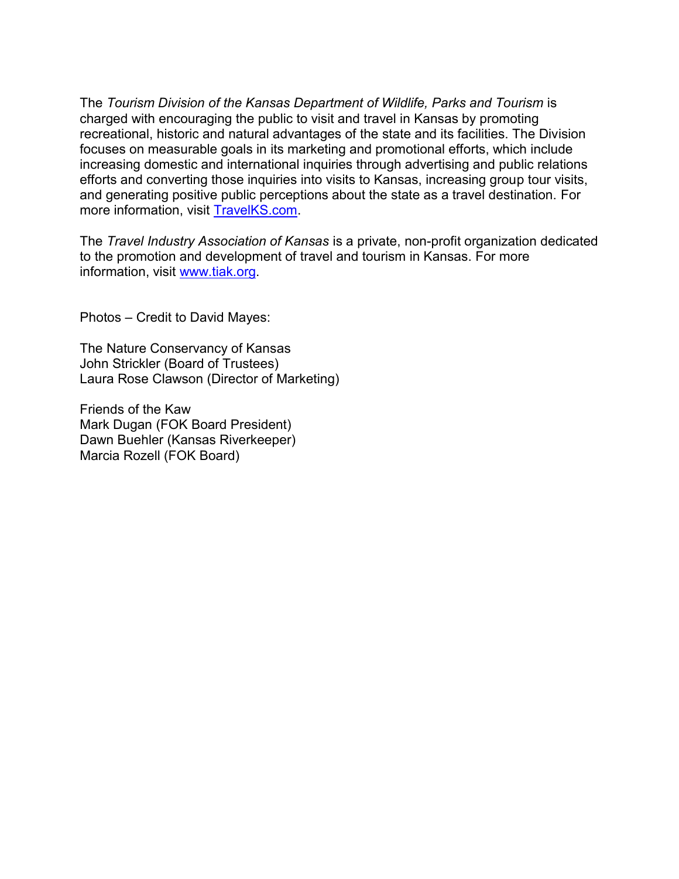The *Tourism Division of the Kansas Department of Wildlife, Parks and Tourism* is charged with encouraging the public to visit and travel in Kansas by promoting recreational, historic and natural advantages of the state and its facilities. The Division focuses on measurable goals in its marketing and promotional efforts, which include increasing domestic and international inquiries through advertising and public relations efforts and converting those inquiries into visits to Kansas, increasing group tour visits, and generating positive public perceptions about the state as a travel destination. For more information, visit [TravelKS.com](TravelKS.com).

The *Travel Industry Association of Kansas* is a private, non-profit organization dedicated to the promotion and development of travel and tourism in Kansas. For more information, visit [www.tiak.org](www.tiak.org).

Photos – Credit to David Mayes:

The Nature Conservancy of Kansas
John Strickler (Board of Trustees)
Laura Rose Clawson (Director of Marketing)

Friends of the Kaw
Mark Dugan (FOK Board President)
Dawn Buehler (Kansas Riverkeeper)
Marcia Rozell (FOK Board)